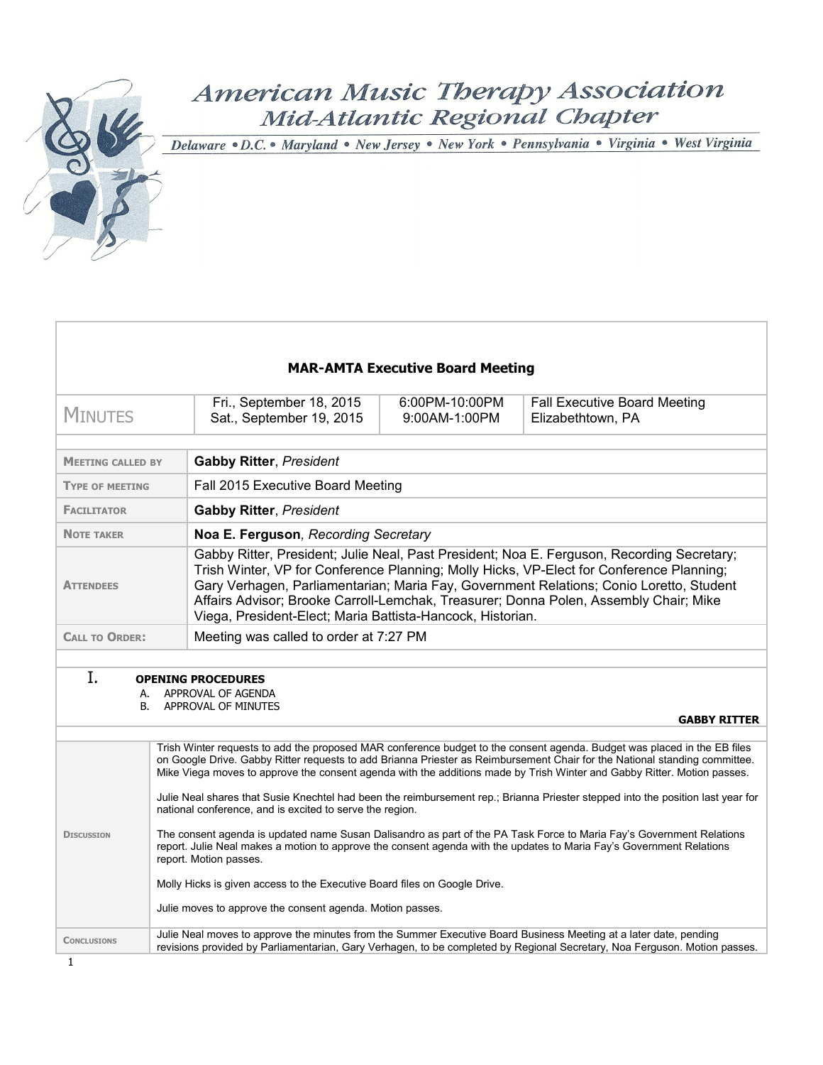# American Music Therapy Association
## Mid-Atlantic Regional Chapter

Delaware • D.C. • Maryland • New Jersey • New York • Pennsylvania • Virginia • West Virginia

## MAR-AMTA Executive Board Meeting

| MINUTES | Fri., September 18, 2015<br>Sat., September 19, 2015 | 6:00PM-10:00PM<br>9:00AM-1:00PM | Fall Executive Board Meeting<br>Elizabethtown, PA |
| --- | --- | --- | --- |

| | |
| --- | --- |
| MEETING CALLED BY | **Gabby Ritter**, *President* |
| TYPE OF MEETING | Fall 2015 Executive Board Meeting |
| FACILITATOR | **Gabby Ritter**, *President* |
| NOTE TAKER | **Noa E. Ferguson**, *Recording Secretary* |
| ATTENDEES | Gabby Ritter, President; Julie Neal, Past President; Noa E. Ferguson, Recording Secretary; Trish Winter, VP for Conference Planning; Molly Hicks, VP-Elect for Conference Planning; Gary Verhagen, Parliamentarian; Maria Fay, Government Relations; Conio Loretto, Student Affairs Advisor; Brooke Carroll-Lemchak, Treasurer; Donna Polen, Assembly Chair; Mike Viega, President-Elect; Maria Battista-Hancock, Historian. |
| CALL TO ORDER: | Meeting was called to order at 7:27 PM |

### I. OPENING PROCEDURES

A. APPROVAL OF AGENDA
B. APPROVAL OF MINUTES

**GABBY RITTER**

| | |
| --- | --- |
| DISCUSSION | Trish Winter requests to add the proposed MAR conference budget to the consent agenda. Budget was placed in the EB files on Google Drive. Gabby Ritter requests to add Brianna Priester as Reimbursement Chair for the National standing committee. Mike Viega moves to approve the consent agenda with the additions made by Trish Winter and Gabby Ritter. Motion passes.<br><br>Julie Neal shares that Susie Knechtel had been the reimbursement rep.; Brianna Priester stepped into the position last year for national conference, and is excited to serve the region.<br><br>The consent agenda is updated name Susan Dalisandro as part of the PA Task Force to Maria Fay's Government Relations report. Julie Neal makes a motion to approve the consent agenda with the updates to Maria Fay's Government Relations report. Motion passes.<br><br>Molly Hicks is given access to the Executive Board files on Google Drive.<br><br>Julie moves to approve the consent agenda. Motion passes. |
| CONCLUSIONS | Julie Neal moves to approve the minutes from the Summer Executive Board Business Meeting at a later date, pending revisions provided by Parliamentarian, Gary Verhagen, to be completed by Regional Secretary, Noa Ferguson. Motion passes. |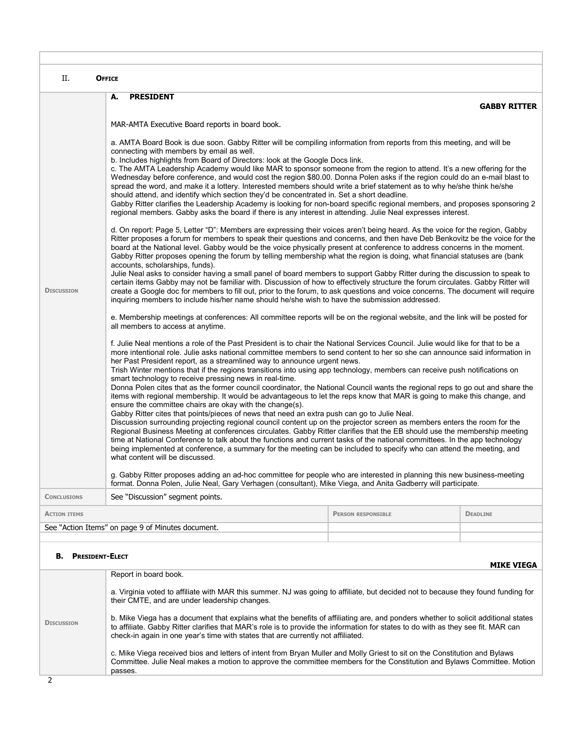## II. Office

### A. President

**GABBY RITTER**

**Discussion**

MAR-AMTA Executive Board reports in board book.

a. AMTA Board Book is due soon. Gabby Ritter will be compiling information from reports from this meeting, and will be connecting with members by email as well.
b. Includes highlights from Board of Directors: look at the Google Docs link.
c. The AMTA Leadership Academy would like MAR to sponsor someone from the region to attend. It's a new offering for the Wednesday before conference, and would cost the region $80.00. Donna Polen asks if the region could do an e-mail blast to spread the word, and make it a lottery. Interested members should write a brief statement as to why he/she think he/she should attend, and identify which section they'd be concentrated in. Set a short deadline.
Gabby Ritter clarifies the Leadership Academy is looking for non-board specific regional members, and proposes sponsoring 2 regional members. Gabby asks the board if there is any interest in attending. Julie Neal expresses interest.

d. On report: Page 5, Letter "D": Members are expressing their voices aren't being heard. As the voice for the region, Gabby Ritter proposes a forum for members to speak their questions and concerns, and then have Deb Benkovitz be the voice for the board at the National level. Gabby would be the voice physically present at conference to address concerns in the moment. Gabby Ritter proposes opening the forum by telling membership what the region is doing, what financial statuses are (bank accounts, scholarships, funds).
Julie Neal asks to consider having a small panel of board members to support Gabby Ritter during the discussion to speak to certain items Gabby may not be familiar with. Discussion of how to effectively structure the forum circulates. Gabby Ritter will create a Google doc for members to fill out, prior to the forum, to ask questions and voice concerns. The document will require inquiring members to include his/her name should he/she wish to have the submission addressed.

e. Membership meetings at conferences: All committee reports will be on the regional website, and the link will be posted for all members to access at anytime.

f. Julie Neal mentions a role of the Past President is to chair the National Services Council. Julie would like for that to be a more intentional role. Julie asks national committee members to send content to her so she can announce said information in her Past President report, as a streamlined way to announce urgent news.
Trish Winter mentions that if the regions transitions into using app technology, members can receive push notifications on smart technology to receive pressing news in real-time.
Donna Polen cites that as the former council coordinator, the National Council wants the regional reps to go out and share the items with regional membership. It would be advantageous to let the reps know that MAR is going to make this change, and ensure the committee chairs are okay with the change(s).
Gabby Ritter cites that points/pieces of news that need an extra push can go to Julie Neal.
Discussion surrounding projecting regional council content up on the projector screen as members enters the room for the Regional Business Meeting at conferences circulates. Gabby Ritter clarifies that the EB should use the membership meeting time at National Conference to talk about the functions and current tasks of the national committees. In the app technology being implemented at conference, a summary for the meeting can be included to specify who can attend the meeting, and what content will be discussed.

g. Gabby Ritter proposes adding an ad-hoc committee for people who are interested in planning this new business-meeting format. Donna Polen, Julie Neal, Gary Verhagen (consultant), Mike Viega, and Anita Gadberry will participate.

**Conclusions**

See "Discussion" segment points.

| Action items | Person responsible | Deadline |
|---|---|---|
| See "Action Items" on page 9 of Minutes document. | | |

### B. President-Elect

**MIKE VIEGA**

**Discussion**

Report in board book.

a. Virginia voted to affiliate with MAR this summer. NJ was going to affiliate, but decided not to because they found funding for their CMTE, and are under leadership changes.

b. Mike Viega has a document that explains what the benefits of affiliating are, and ponders whether to solicit additional states to affiliate. Gabby Ritter clarifies that MAR's role is to provide the information for states to do with as they see fit. MAR can check-in again in one year's time with states that are currently not affiliated.

c. Mike Viega received bios and letters of intent from Bryan Muller and Molly Griest to sit on the Constitution and Bylaws Committee. Julie Neal makes a motion to approve the committee members for the Constitution and Bylaws Committee. Motion passes.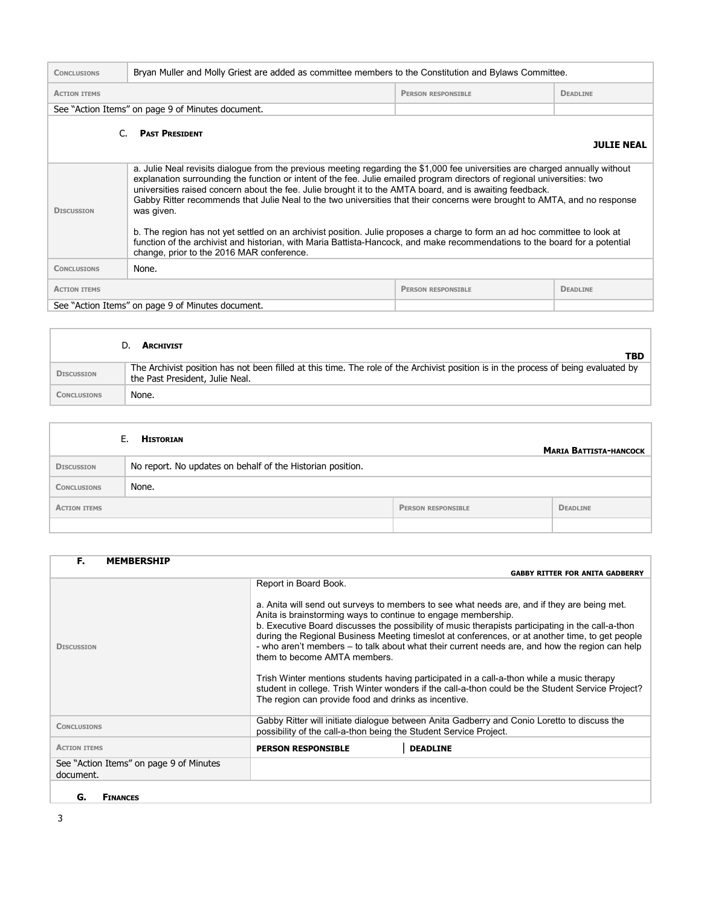| Conclusions | Bryan Muller and Molly Griest are added as committee members to the Constitution and Bylaws Committee. | |
|---|---|---|
| **Action items** | **Person responsible** | **Deadline** |
| See "Action Items" on page 9 of Minutes document. | | |

### C. Past President

**JULIE NEAL**

| | | |
|---|---|---|
| Discussion | a. Julie Neal revisits dialogue from the previous meeting regarding the $1,000 fee universities are charged annually without explanation surrounding the function or intent of the fee. Julie emailed program directors of regional universities: two universities raised concern about the fee. Julie brought it to the AMTA board, and is awaiting feedback. Gabby Ritter recommends that Julie Neal to the two universities that their concerns were brought to AMTA, and no response was given.<br><br>b. The region has not yet settled on an archivist position. Julie proposes a charge to form an ad hoc committee to look at function of the archivist and historian, with Maria Battista-Hancock, and make recommendations to the board for a potential change, prior to the 2016 MAR conference. | |
| Conclusions | None. | |
| **Action items** | **Person responsible** | **Deadline** |
| See "Action Items" on page 9 of Minutes document. | | |

### D. Archivist

**TBD**

| | |
|---|---|
| Discussion | The Archivist position has not been filled at this time. The role of the Archivist position is in the process of being evaluated by the Past President, Julie Neal. |
| Conclusions | None. |

### E. Historian

**MARIA BATTISTA-HANCOCK**

| | | |
|---|---|---|
| Discussion | No report. No updates on behalf of the Historian position. | |
| Conclusions | None. | |
| **Action items** | **Person responsible** | **Deadline** |
| | | |

### F. MEMBERSHIP

**GABBY RITTER FOR ANITA GADBERRY**

| | | |
|---|---|---|
| Discussion | Report in Board Book.<br><br>a. Anita will send out surveys to members to see what needs are, and if they are being met. Anita is brainstorming ways to continue to engage membership.<br>b. Executive Board discusses the possibility of music therapists participating in the call-a-thon during the Regional Business Meeting timeslot at conferences, or at another time, to get people - who aren't members – to talk about what their current needs are, and how the region can help them to become AMTA members.<br><br>Trish Winter mentions students having participated in a call-a-thon while a music therapy student in college. Trish Winter wonders if the call-a-thon could be the Student Service Project? The region can provide food and drinks as incentive. | |
| Conclusions | Gabby Ritter will initiate dialogue between Anita Gadberry and Conio Loretto to discuss the possibility of the call-a-thon being the Student Service Project. | |
| **Action items** | **PERSON RESPONSIBLE** | **DEADLINE** |
| See "Action Items" on page 9 of Minutes document. | | |

### G. Finances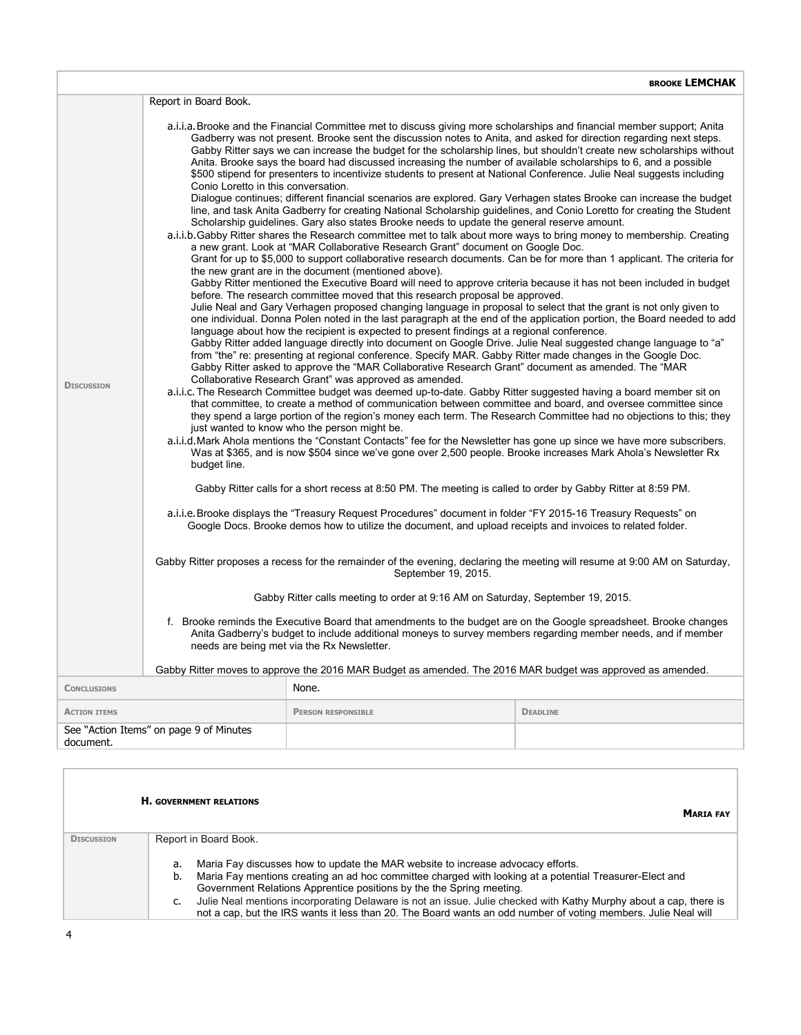| | | **BROOKE LEMCHAK** |
|---|---|---|
| **DISCUSSION** | Report in Board Book.<br><br>a.i.i.a. Brooke and the Financial Committee met to discuss giving more scholarships and financial member support; Anita Gadberry was not present. Brooke sent the discussion notes to Anita, and asked for direction regarding next steps. Gabby Ritter says we can increase the budget for the scholarship lines, but shouldn't create new scholarships without Anita. Brooke says the board had discussed increasing the number of available scholarships to 6, and a possible $500 stipend for presenters to incentivize students to present at National Conference. Julie Neal suggests including Conio Loretto in this conversation.<br>Dialogue continues; different financial scenarios are explored. Gary Verhagen states Brooke can increase the budget line, and task Anita Gadberry for creating National Scholarship guidelines, and Conio Loretto for creating the Student Scholarship guidelines. Gary also states Brooke needs to update the general reserve amount.<br>a.i.i.b. Gabby Ritter shares the Research committee met to talk about more ways to bring money to membership. Creating a new grant. Look at "MAR Collaborative Research Grant" document on Google Doc.<br>Grant for up to $5,000 to support collaborative research documents. Can be for more than 1 applicant. The criteria for the new grant are in the document (mentioned above).<br>Gabby Ritter mentioned the Executive Board will need to approve criteria because it has not been included in budget before. The research committee moved that this research proposal be approved.<br>Julie Neal and Gary Verhagen proposed changing language in proposal to select that the grant is not only given to one individual. Donna Polen noted in the last paragraph at the end of the application portion, the Board needed to add language about how the recipient is expected to present findings at a regional conference.<br>Gabby Ritter added language directly into document on Google Drive. Julie Neal suggested change language to "a" from "the" re: presenting at regional conference. Specify MAR. Gabby Ritter made changes in the Google Doc. Gabby Ritter asked to approve the "MAR Collaborative Research Grant" document as amended. The "MAR Collaborative Research Grant" was approved as amended.<br>a.i.i.c. The Research Committee budget was deemed up-to-date. Gabby Ritter suggested having a board member sit on that committee, to create a method of communication between committee and board, and oversee committee since they spend a large portion of the region's money each term. The Research Committee had no objections to this; they just wanted to know who the person might be.<br>a.i.i.d. Mark Ahola mentions the "Constant Contacts" fee for the Newsletter has gone up since we have more subscribers. Was at $365, and is now $504 since we've gone over 2,500 people. Brooke increases Mark Ahola's Newsletter Rx budget line.<br><br>Gabby Ritter calls for a short recess at 8:50 PM. The meeting is called to order by Gabby Ritter at 8:59 PM.<br><br>a.i.i.e. Brooke displays the "Treasury Request Procedures" document in folder "FY 2015-16 Treasury Requests" on Google Docs. Brooke demos how to utilize the document, and upload receipts and invoices to related folder.<br><br>Gabby Ritter proposes a recess for the remainder of the evening, declaring the meeting will resume at 9:00 AM on Saturday, September 19, 2015.<br><br>Gabby Ritter calls meeting to order at 9:16 AM on Saturday, September 19, 2015.<br><br>f. Brooke reminds the Executive Board that amendments to the budget are on the Google spreadsheet. Brooke changes Anita Gadberry's budget to include additional moneys to survey members regarding member needs, and if member needs are being met via the Rx Newsletter.<br><br>Gabby Ritter moves to approve the 2016 MAR Budget as amended. The 2016 MAR budget was approved as amended. | |
| **CONCLUSIONS** | None. | |
| **ACTION ITEMS** | **PERSON RESPONSIBLE** | **DEADLINE** |
| See "Action Items" on page 9 of Minutes document. | | |

| **H. GOVERNMENT RELATIONS** | **MARIA FAY** |
|---|---|
| **DISCUSSION** | Report in Board Book.<br><br>a. Maria Fay discusses how to update the MAR website to increase advocacy efforts.<br>b. Maria Fay mentions creating an ad hoc committee charged with looking at a potential Treasurer-Elect and Government Relations Apprentice positions by the the Spring meeting.<br>c. Julie Neal mentions incorporating Delaware is not an issue. Julie checked with Kathy Murphy about a cap, there is not a cap, but the IRS wants it less than 20. The Board wants an odd number of voting members. Julie Neal will |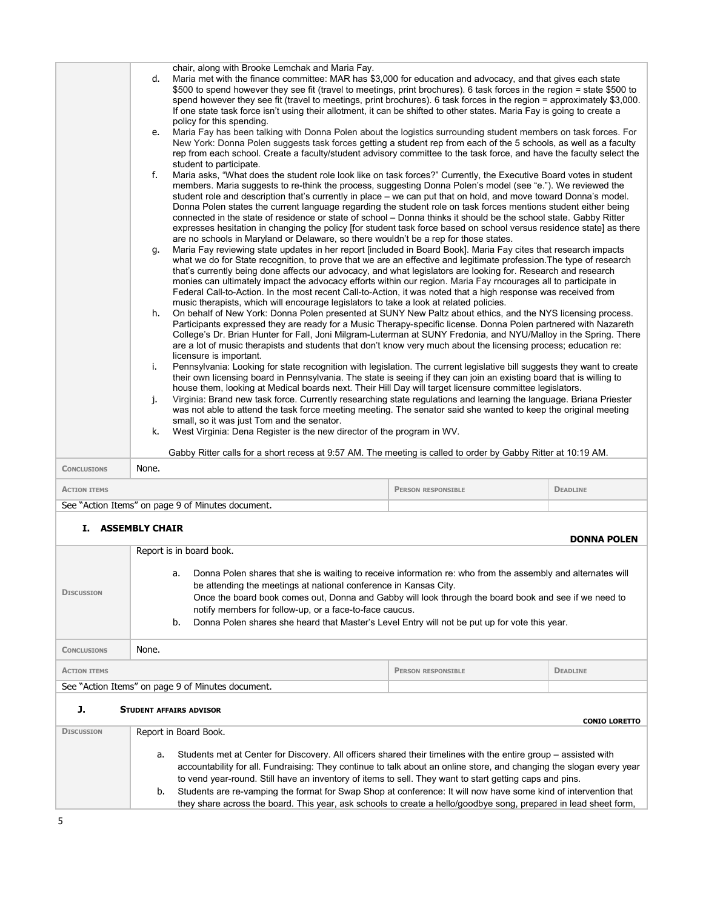| | chair, along with Brooke Lemchak and Maria Fay.<br>d. Maria met with the finance committee: MAR has $3,000 for education and advocacy, and that gives each state $500 to spend however they see fit (travel to meetings, print brochures). 6 task forces in the region = state $500 to spend however they see fit (travel to meetings, print brochures). 6 task forces in the region = approximately $3,000. If one state task force isn't using their allotment, it can be shifted to other states. Maria Fay is going to create a policy for this spending.<br>e. Maria Fay has been talking with Donna Polen about the logistics surrounding student members on task forces. For New York: Donna Polen suggests task forces getting a student rep from each of the 5 schools, as well as a faculty rep from each school. Create a faculty/student advisory committee to the task force, and have the faculty select the student to participate.<br>f. Maria asks, "What does the student role look like on task forces?" Currently, the Executive Board votes in student members. Maria suggests to re-think the process, suggesting Donna Polen's model (see "e."). We reviewed the student role and description that's currently in place – we can put that on hold, and move toward Donna's model. Donna Polen states the current language regarding the student role on task forces mentions student either being connected in the state of residence or state of school – Donna thinks it should be the school state. Gabby Ritter expresses hesitation in changing the policy [for student task force based on school versus residence state] as there are no schools in Maryland or Delaware, so there wouldn't be a rep for those states.<br>g. Maria Fay reviewing state updates in her report [included in Board Book]. Maria Fay cites that research impacts what we do for State recognition, to prove that we are an effective and legitimate profession.The type of research that's currently being done affects our advocacy, and what legislators are looking for. Research and research monies can ultimately impact the advocacy efforts within our region. Maria Fay rncourages all to participate in Federal Call-to-Action. In the most recent Call-to-Action, it was noted that a high response was received from music therapists, which will encourage legislators to take a look at related policies.<br>h. On behalf of New York: Donna Polen presented at SUNY New Paltz about ethics, and the NYS licensing process. Participants expressed they are ready for a Music Therapy-specific license. Donna Polen partnered with Nazareth College's Dr. Brian Hunter for Fall, Joni Milgram-Luterman at SUNY Fredonia, and NYU/Malloy in the Spring. There are a lot of music therapists and students that don't know very much about the licensing process; education re: licensure is important.<br>i. Pennsylvania: Looking for state recognition with legislation. The current legislative bill suggests they want to create their own licensing board in Pennsylvania. The state is seeing if they can join an existing board that is willing to house them, looking at Medical boards next. Their Hill Day will target licensure committee legislators.<br>j. Virginia: Brand new task force. Currently researching state regulations and learning the language. Briana Priester was not able to attend the task force meeting meeting. The senator said she wanted to keep the original meeting small, so it was just Tom and the senator.<br>k. West Virginia: Dena Register is the new director of the program in WV.<br><br>Gabby Ritter calls for a short recess at 9:57 AM. The meeting is called to order by Gabby Ritter at 10:19 AM. | | |
|---|---|---|---|
| **Conclusions** | None. | | |
| **Action items** | | **Person responsible** | **Deadline** |
| See "Action Items" on page 9 of Minutes document. | | | |

## I. ASSEMBLY CHAIR

**DONNA POLEN**

| | |
|---|---|
| **Discussion** | Report is in board book.<br><br>a. Donna Polen shares that she is waiting to receive information re: who from the assembly and alternates will be attending the meetings at national conference in Kansas City.<br>Once the board book comes out, Donna and Gabby will look through the board book and see if we need to notify members for follow-up, or a face-to-face caucus.<br>b. Donna Polen shares she heard that Master's Level Entry will not be put up for vote this year. |
| **Conclusions** | None. |

| **Action items** | **Person responsible** | **Deadline** |
|---|---|---|
| See "Action Items" on page 9 of Minutes document. | | |

## J. STUDENT AFFAIRS ADVISOR

**CONIO LORETTO**

| | |
|---|---|
| **Discussion** | Report in Board Book.<br><br>a. Students met at Center for Discovery. All officers shared their timelines with the entire group – assisted with accountability for all. Fundraising: They continue to talk about an online store, and changing the slogan every year to vend year-round. Still have an inventory of items to sell. They want to start getting caps and pins.<br>b. Students are re-vamping the format for Swap Shop at conference: It will now have some kind of intervention that they share across the board. This year, ask schools to create a hello/goodbye song, prepared in lead sheet form, |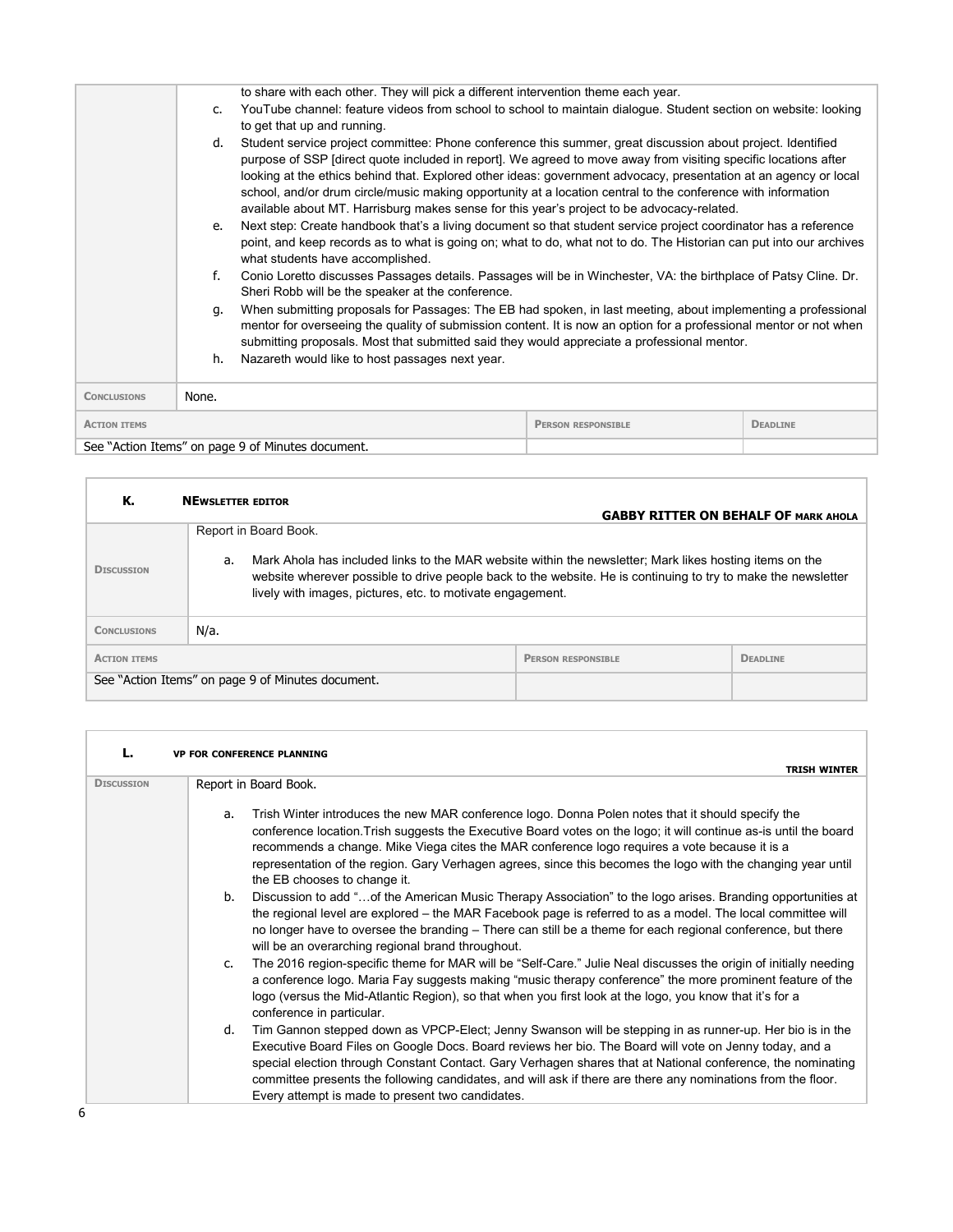|  |  |  |
|---|---|---|
|  | to share with each other. They will pick a different intervention theme each year.<br>c. YouTube channel: feature videos from school to school to maintain dialogue. Student section on website: looking to get that up and running.<br>d. Student service project committee: Phone conference this summer, great discussion about project. Identified purpose of SSP [direct quote included in report]. We agreed to move away from visiting specific locations after looking at the ethics behind that. Explored other ideas: government advocacy, presentation at an agency or local school, and/or drum circle/music making opportunity at a location central to the conference with information available about MT. Harrisburg makes sense for this year's project to be advocacy-related.<br>e. Next step: Create handbook that's a living document so that student service project coordinator has a reference point, and keep records as to what is going on; what to do, what not to do. The Historian can put into our archives what students have accomplished.<br>f. Conio Loretto discusses Passages details. Passages will be in Winchester, VA: the birthplace of Patsy Cline. Dr. Sheri Robb will be the speaker at the conference.<br>g. When submitting proposals for Passages: The EB had spoken, in last meeting, about implementing a professional mentor for overseeing the quality of submission content. It is now an option for a professional mentor or not when submitting proposals. Most that submitted said they would appreciate a professional mentor.<br>h. Nazareth would like to host passages next year. |  |
| **Conclusions** | None. |  |
| **Action items** | **Person responsible** | **Deadline** |
| See "Action Items" on page 9 of Minutes document. |  |  |

| **K. Newsletter editor** | **Gabby Ritter on behalf of Mark Ahola** |  |
|---|---|---|
| **Discussion** | Report in Board Book.<br>a. Mark Ahola has included links to the MAR website within the newsletter; Mark likes hosting items on the website wherever possible to drive people back to the website. He is continuing to try to make the newsletter lively with images, pictures, etc. to motivate engagement. |  |
| **Conclusions** | N/a. |  |
| **Action items** | **Person responsible** | **Deadline** |
| See "Action Items" on page 9 of Minutes document. |  |  |

| **L. VP for Conference Planning** | **Trish Winter** |
|---|---|
| **Discussion** | Report in Board Book.<br>a. Trish Winter introduces the new MAR conference logo. Donna Polen notes that it should specify the conference location.Trish suggests the Executive Board votes on the logo; it will continue as-is until the board recommends a change. Mike Viega cites the MAR conference logo requires a vote because it is a representation of the region. Gary Verhagen agrees, since this becomes the logo with the changing year until the EB chooses to change it.<br>b. Discussion to add "…of the American Music Therapy Association" to the logo arises. Branding opportunities at the regional level are explored – the MAR Facebook page is referred to as a model. The local committee will no longer have to oversee the branding – There can still be a theme for each regional conference, but there will be an overarching regional brand throughout.<br>c. The 2016 region-specific theme for MAR will be "Self-Care." Julie Neal discusses the origin of initially needing a conference logo. Maria Fay suggests making "music therapy conference" the more prominent feature of the logo (versus the Mid-Atlantic Region), so that when you first look at the logo, you know that it's for a conference in particular.<br>d. Tim Gannon stepped down as VPCP-Elect; Jenny Swanson will be stepping in as runner-up. Her bio is in the Executive Board Files on Google Docs. Board reviews her bio. The Board will vote on Jenny today, and a special election through Constant Contact. Gary Verhagen shares that at National conference, the nominating committee presents the following candidates, and will ask if there are there any nominations from the floor. Every attempt is made to present two candidates. |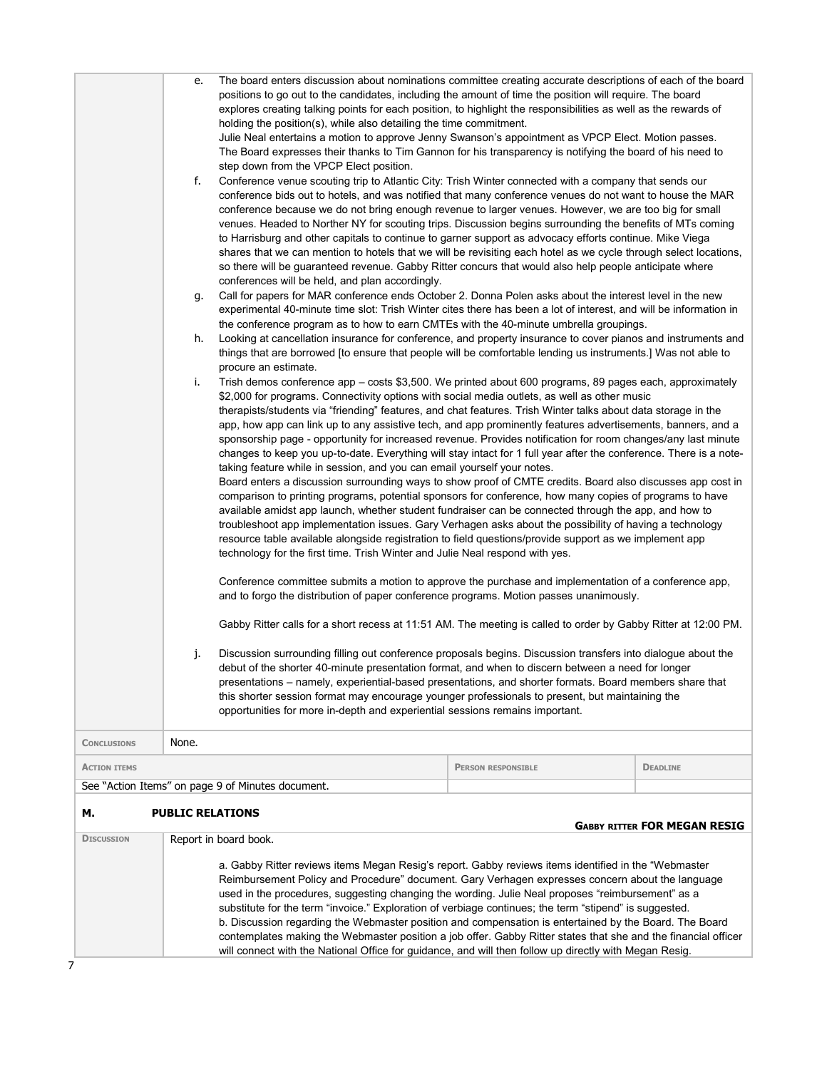e. The board enters discussion about nominations committee creating accurate descriptions of each of the board positions to go out to the candidates, including the amount of time the position will require. The board explores creating talking points for each position, to highlight the responsibilities as well as the rewards of holding the position(s), while also detailing the time commitment.
Julie Neal entertains a motion to approve Jenny Swanson's appointment as VPCP Elect. Motion passes. The Board expresses their thanks to Tim Gannon for his transparency is notifying the board of his need to step down from the VPCP Elect position.

f. Conference venue scouting trip to Atlantic City: Trish Winter connected with a company that sends our conference bids out to hotels, and was notified that many conference venues do not want to house the MAR conference because we do not bring enough revenue to larger venues. However, we are too big for small venues. Headed to Norther NY for scouting trips. Discussion begins surrounding the benefits of MTs coming to Harrisburg and other capitals to continue to garner support as advocacy efforts continue. Mike Viega shares that we can mention to hotels that we will be revisiting each hotel as we cycle through select locations, so there will be guaranteed revenue. Gabby Ritter concurs that would also help people anticipate where conferences will be held, and plan accordingly.

g. Call for papers for MAR conference ends October 2. Donna Polen asks about the interest level in the new experimental 40-minute time slot: Trish Winter cites there has been a lot of interest, and will be information in the conference program as to how to earn CMTEs with the 40-minute umbrella groupings.

h. Looking at cancellation insurance for conference, and property insurance to cover pianos and instruments and things that are borrowed [to ensure that people will be comfortable lending us instruments.] Was not able to procure an estimate.

i. Trish demos conference app – costs $3,500. We printed about 600 programs, 89 pages each, approximately $2,000 for programs. Connectivity options with social media outlets, as well as other music therapists/students via "friending" features, and chat features. Trish Winter talks about data storage in the app, how app can link up to any assistive tech, and app prominently features advertisements, banners, and a sponsorship page - opportunity for increased revenue. Provides notification for room changes/any last minute changes to keep you up-to-date. Everything will stay intact for 1 full year after the conference. There is a note-taking feature while in session, and you can email yourself your notes.
Board enters a discussion surrounding ways to show proof of CMTE credits. Board also discusses app cost in comparison to printing programs, potential sponsors for conference, how many copies of programs to have available amidst app launch, whether student fundraiser can be connected through the app, and how to troubleshoot app implementation issues. Gary Verhagen asks about the possibility of having a technology resource table available alongside registration to field questions/provide support as we implement app technology for the first time. Trish Winter and Julie Neal respond with yes.

Conference committee submits a motion to approve the purchase and implementation of a conference app, and to forgo the distribution of paper conference programs. Motion passes unanimously.

Gabby Ritter calls for a short recess at 11:51 AM. The meeting is called to order by Gabby Ritter at 12:00 PM.

j. Discussion surrounding filling out conference proposals begins. Discussion transfers into dialogue about the debut of the shorter 40-minute presentation format, and when to discern between a need for longer presentations – namely, experiential-based presentations, and shorter formats. Board members share that this shorter session format may encourage younger professionals to present, but maintaining the opportunities for more in-depth and experiential sessions remains important.

| CONCLUSIONS | None. | |
|---|---|---|
| **ACTION ITEMS** | **PERSON RESPONSIBLE** | **DEADLINE** |
| See "Action Items" on page 9 of Minutes document. | | |

## M. PUBLIC RELATIONS

**GABBY RITTER FOR MEGAN RESIG**

**DISCUSSION** Report in board book.

a. Gabby Ritter reviews items Megan Resig's report. Gabby reviews items identified in the "Webmaster Reimbursement Policy and Procedure" document. Gary Verhagen expresses concern about the language used in the procedures, suggesting changing the wording. Julie Neal proposes "reimbursement" as a substitute for the term "invoice." Exploration of verbiage continues; the term "stipend" is suggested.

b. Discussion regarding the Webmaster position and compensation is entertained by the Board. The Board contemplates making the Webmaster position a job offer. Gabby Ritter states that she and the financial officer will connect with the National Office for guidance, and will then follow up directly with Megan Resig.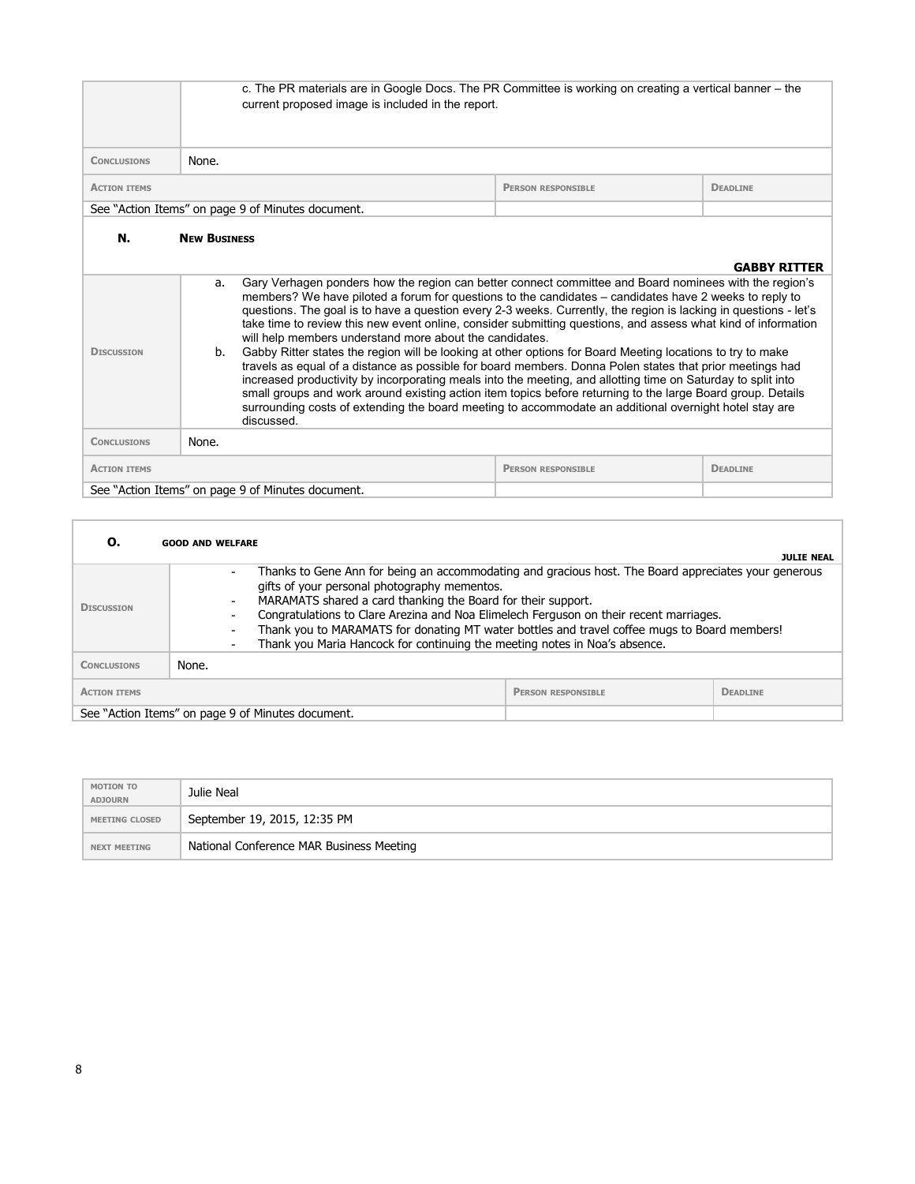| | |
|---|---|
| | c. The PR materials are in Google Docs. The PR Committee is working on creating a vertical banner – the current proposed image is included in the report. |
| **Conclusions** | None. |

| Action items | Person responsible | Deadline |
|---|---|---|
| See "Action Items" on page 9 of Minutes document. | | |

## N. New Business

**GABBY RITTER**

| | |
|---|---|
| **Discussion** | a. Gary Verhagen ponders how the region can better connect committee and Board nominees with the region's members? We have piloted a forum for questions to the candidates – candidates have 2 weeks to reply to questions. The goal is to have a question every 2-3 weeks. Currently, the region is lacking in questions - let's take time to review this new event online, consider submitting questions, and assess what kind of information will help members understand more about the candidates.<br>b. Gabby Ritter states the region will be looking at other options for Board Meeting locations to try to make travels as equal of a distance as possible for board members. Donna Polen states that prior meetings had increased productivity by incorporating meals into the meeting, and allotting time on Saturday to split into small groups and work around existing action item topics before returning to the large Board group. Details surrounding costs of extending the board meeting to accommodate an additional overnight hotel stay are discussed. |
| **Conclusions** | None. |

| Action items | Person responsible | Deadline |
|---|---|---|
| See "Action Items" on page 9 of Minutes document. | | |

## O. Good and Welfare

**JULIE NEAL**

| | |
|---|---|
| **Discussion** | - Thanks to Gene Ann for being an accommodating and gracious host. The Board appreciates your generous gifts of your personal photography mementos.<br>- MARAMATS shared a card thanking the Board for their support.<br>- Congratulations to Clare Arezina and Noa Elimelech Ferguson on their recent marriages.<br>- Thank you to MARAMATS for donating MT water bottles and travel coffee mugs to Board members!<br>- Thank you Maria Hancock for continuing the meeting notes in Noa's absence. |
| **Conclusions** | None. |

| Action items | Person responsible | Deadline |
|---|---|---|
| See "Action Items" on page 9 of Minutes document. | | |

| | |
|---|---|
| **Motion to adjourn** | Julie Neal |
| **Meeting closed** | September 19, 2015, 12:35 PM |
| **Next meeting** | National Conference MAR Business Meeting |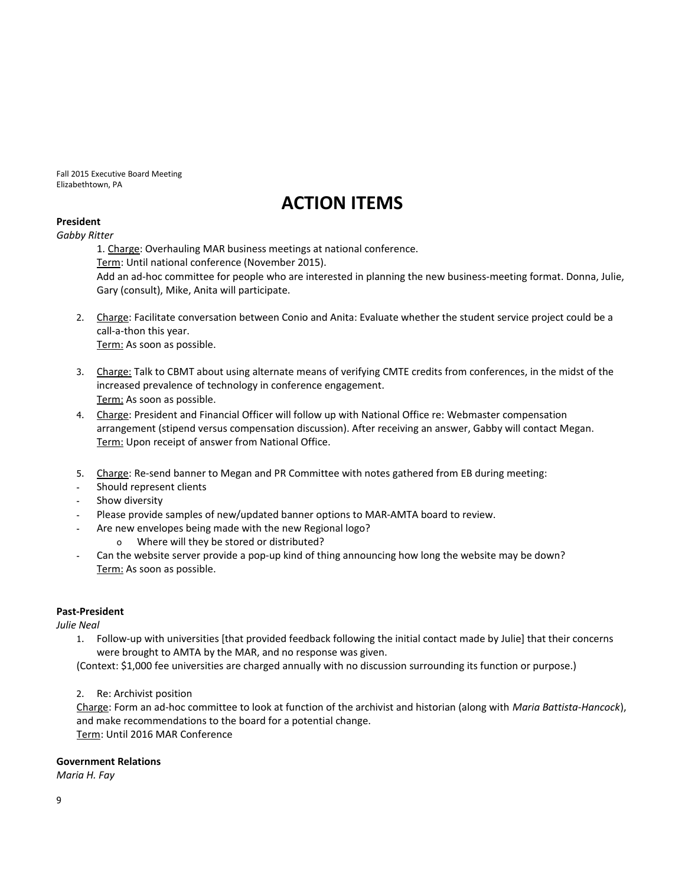Fall 2015 Executive Board Meeting
Elizabethtown, PA

# ACTION ITEMS

**President**

*Gabby Ritter*

1. Charge: Overhauling MAR business meetings at national conference.
   Term: Until national conference (November 2015).
   Add an ad-hoc committee for people who are interested in planning the new business-meeting format. Donna, Julie, Gary (consult), Mike, Anita will participate.

2. Charge: Facilitate conversation between Conio and Anita: Evaluate whether the student service project could be a call-a-thon this year.
   Term: As soon as possible.

3. Charge: Talk to CBMT about using alternate means of verifying CMTE credits from conferences, in the midst of the increased prevalence of technology in conference engagement.
   Term: As soon as possible.

4. Charge: President and Financial Officer will follow up with National Office re: Webmaster compensation arrangement (stipend versus compensation discussion). After receiving an answer, Gabby will contact Megan.
   Term: Upon receipt of answer from National Office.

5. Charge: Re-send banner to Megan and PR Committee with notes gathered from EB during meeting:
   - Should represent clients
   - Show diversity
   - Please provide samples of new/updated banner options to MAR-AMTA board to review.
   - Are new envelopes being made with the new Regional logo?
     - Where will they be stored or distributed?
   - Can the website server provide a pop-up kind of thing announcing how long the website may be down?

   Term: As soon as possible.

**Past-President**

*Julie Neal*

1. Follow-up with universities [that provided feedback following the initial contact made by Julie] that their concerns were brought to AMTA by the MAR, and no response was given.
   (Context: $1,000 fee universities are charged annually with no discussion surrounding its function or purpose.)

2. Re: Archivist position
   Charge: Form an ad-hoc committee to look at function of the archivist and historian (along with *Maria Battista-Hancock*), and make recommendations to the board for a potential change.
   Term: Until 2016 MAR Conference

**Government Relations**

*Maria H. Fay*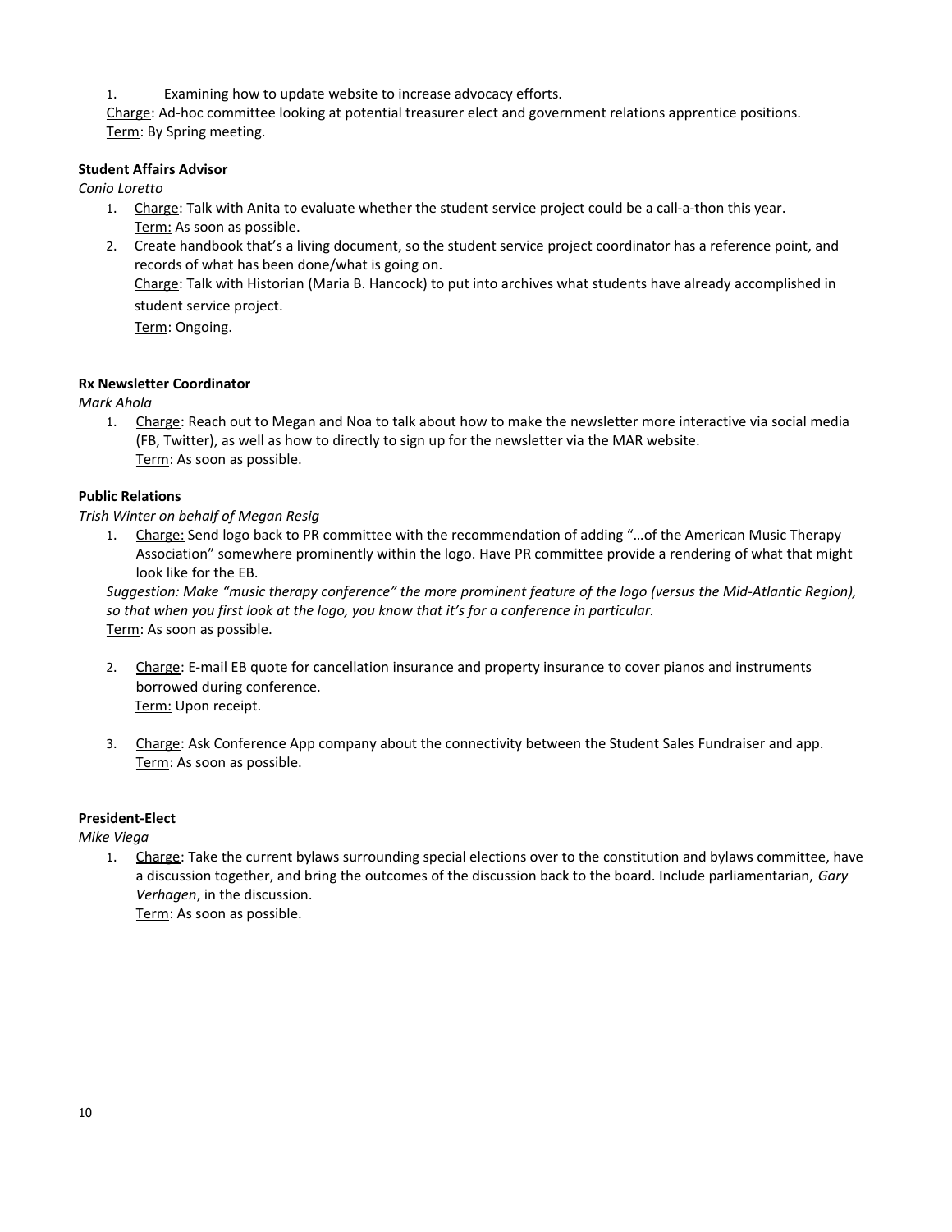1. Examining how to update website to increase advocacy efforts.

Charge: Ad-hoc committee looking at potential treasurer elect and government relations apprentice positions.
Term: By Spring meeting.

**Student Affairs Advisor**

*Conio Loretto*

1. Charge: Talk with Anita to evaluate whether the student service project could be a call-a-thon this year.
   Term: As soon as possible.
2. Create handbook that's a living document, so the student service project coordinator has a reference point, and records of what has been done/what is going on.
   Charge: Talk with Historian (Maria B. Hancock) to put into archives what students have already accomplished in student service project.
   Term: Ongoing.

**Rx Newsletter Coordinator**

*Mark Ahola*

1. Charge: Reach out to Megan and Noa to talk about how to make the newsletter more interactive via social media (FB, Twitter), as well as how to directly to sign up for the newsletter via the MAR website.
   Term: As soon as possible.

**Public Relations**

*Trish Winter on behalf of Megan Resig*

1. Charge: Send logo back to PR committee with the recommendation of adding "…of the American Music Therapy Association" somewhere prominently within the logo. Have PR committee provide a rendering of what that might look like for the EB.

*Suggestion: Make "music therapy conference" the more prominent feature of the logo (versus the Mid-Atlantic Region), so that when you first look at the logo, you know that it's for a conference in particular.*
Term: As soon as possible.

2. Charge: E-mail EB quote for cancellation insurance and property insurance to cover pianos and instruments borrowed during conference.
   Term: Upon receipt.

3. Charge: Ask Conference App company about the connectivity between the Student Sales Fundraiser and app.
   Term: As soon as possible.

**President-Elect**

*Mike Viega*

1. Charge: Take the current bylaws surrounding special elections over to the constitution and bylaws committee, have a discussion together, and bring the outcomes of the discussion back to the board. Include parliamentarian, *Gary Verhagen*, in the discussion.
   Term: As soon as possible.